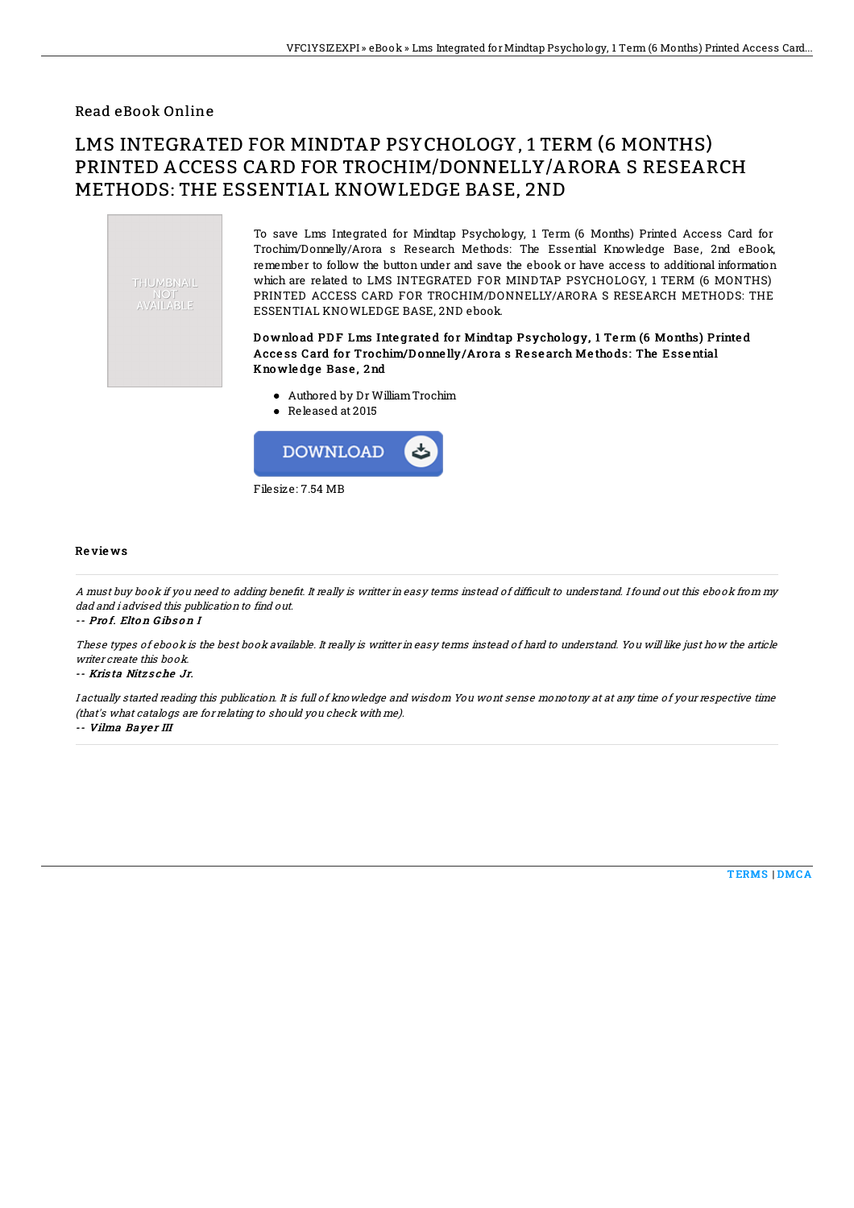Read eBook Online

# LMS INTEGRATED FOR MINDTAP PSYCHOLOGY, 1 TERM (6 MONTHS) PRINTED ACCESS CARD FOR TROCHIM/DONNELLY/ARORA S RESEARCH METHODS: THE ESSENTIAL KNOWLEDGE BASE, 2ND

THUMBNAIL NOT AVAILABLE

To save Lms Integrated for Mindtap Psychology, 1 Term (6 Months) Printed Access Card for Trochim/Donnelly/Arora s Research Methods: The Essential Knowledge Base, 2nd eBook, remember to follow the button under and save the ebook or have access to additional information which are related to LMS INTEGRATED FOR MINDTAP PSYCHOLOGY, 1 TERM (6 MONTHS) PRINTED ACCESS CARD FOR TROCHIM/DONNELLY/ARORA S RESEARCH METHODS: THE ESSENTIAL KNOWLEDGE BASE, 2ND ebook.

**Download PDF Lms Integrated for Mindtap Psychology, 1 Term (6 Months) Printed Access Card for Trochim/Donnelly/Arora s Research Methods: The Essential Knowledge Base, 2nd**

- Authored by Dr William Trochim
- Released at 2015

DOWNLOAD

Filesize: 7.54 MB

### Reviews

*A must buy book if you need to adding benefit. It really is writter in easy terms instead of difficult to understand. I found out this ebook from my dad and i advised this publication to find out.*

*-- Prof. Elton Gibson I*

*These types of ebook is the best book available. It really is writter in easy terms instead of hard to understand. You will like just how the article writer create this book.*

*-- Krista Nitzsche Jr.*

*I actually started reading this publication. It is full of knowledge and wisdom You wont sense monotony at at any time of your respective time (that's what catalogs are for relating to should you check with me).*

*-- Vilma Bayer III*

TERMS | DMCA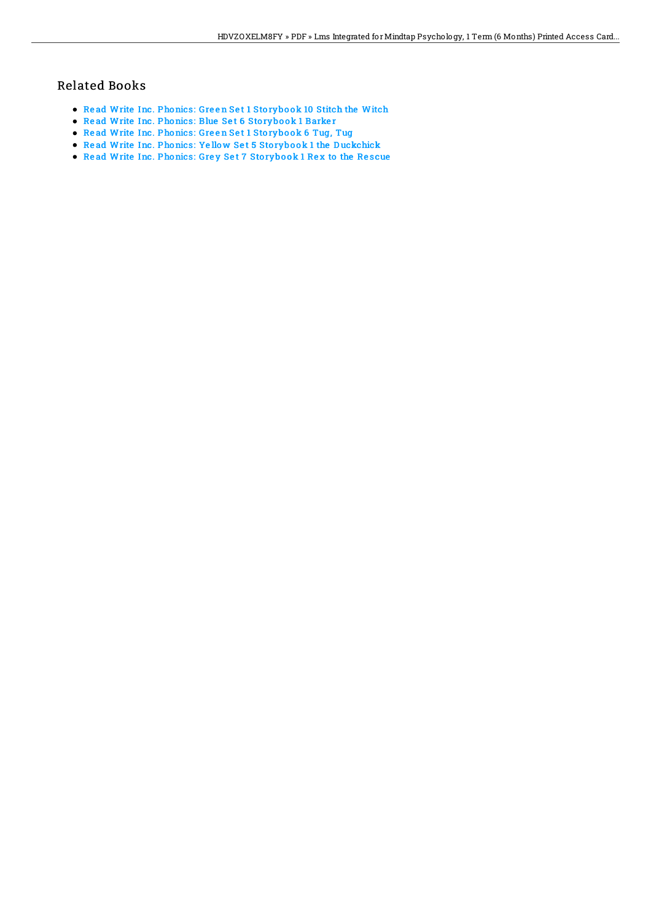## Related Books

- Read Write Inc. Phonics: Green Set 1 Storybook 10 Stitch the Witch
- Read Write Inc. Phonics: Blue Set 6 Storybook 1 Barker
- Read Write Inc. Phonics: Green Set 1 Storybook 6 Tug, Tug
- Read Write Inc. Phonics: Yellow Set 5 Storybook 1 the Duckchick
- Read Write Inc. Phonics: Grey Set 7 Storybook 1 Rex to the Rescue